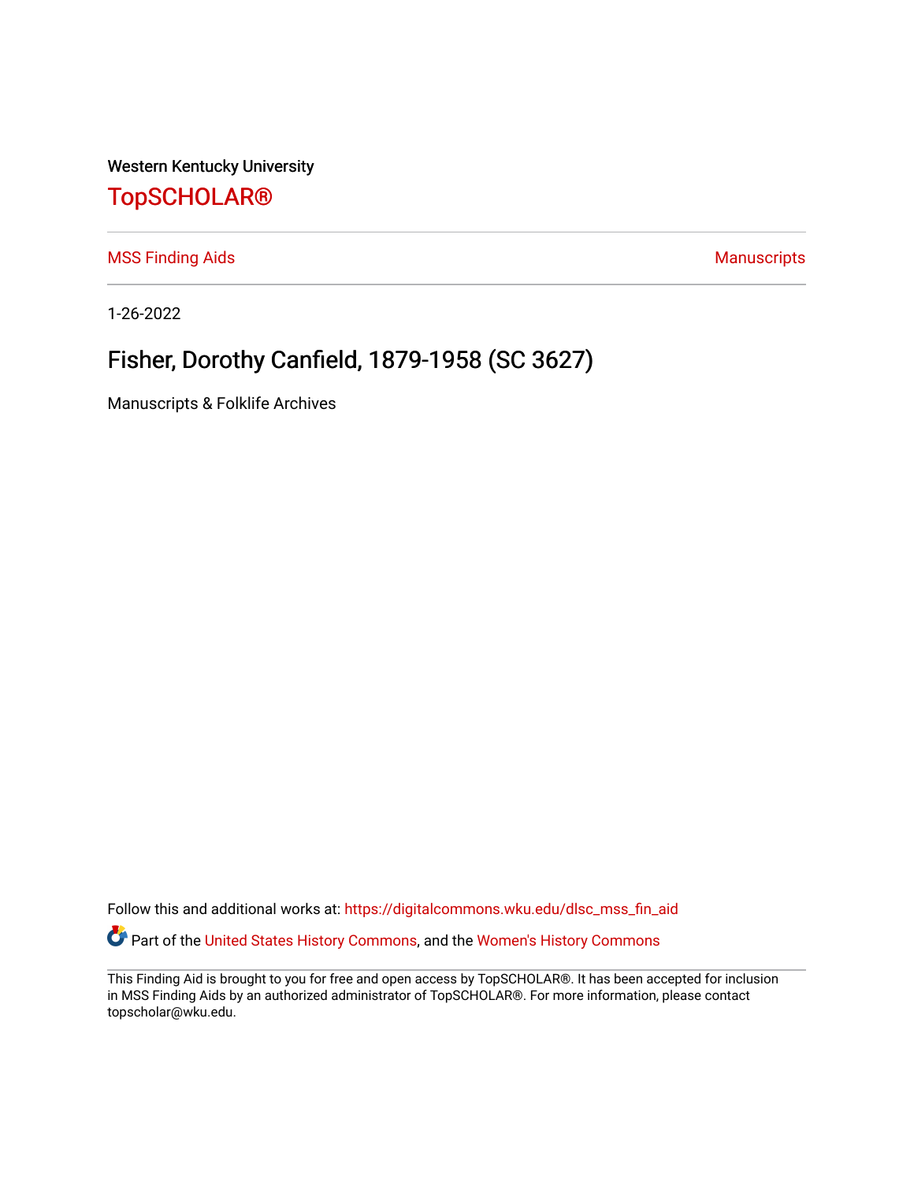Western Kentucky University

# TopSCHOLAR®

MSS Finding Aids

Manuscripts

1-26-2022

## Fisher, Dorothy Canfield, 1879-1958 (SC 3627)

Manuscripts & Folklife Archives

Follow this and additional works at: https://digitalcommons.wku.edu/dlsc_mss_fin_aid

Part of the United States History Commons, and the Women's History Commons

This Finding Aid is brought to you for free and open access by TopSCHOLAR®. It has been accepted for inclusion in MSS Finding Aids by an authorized administrator of TopSCHOLAR®. For more information, please contact topscholar@wku.edu.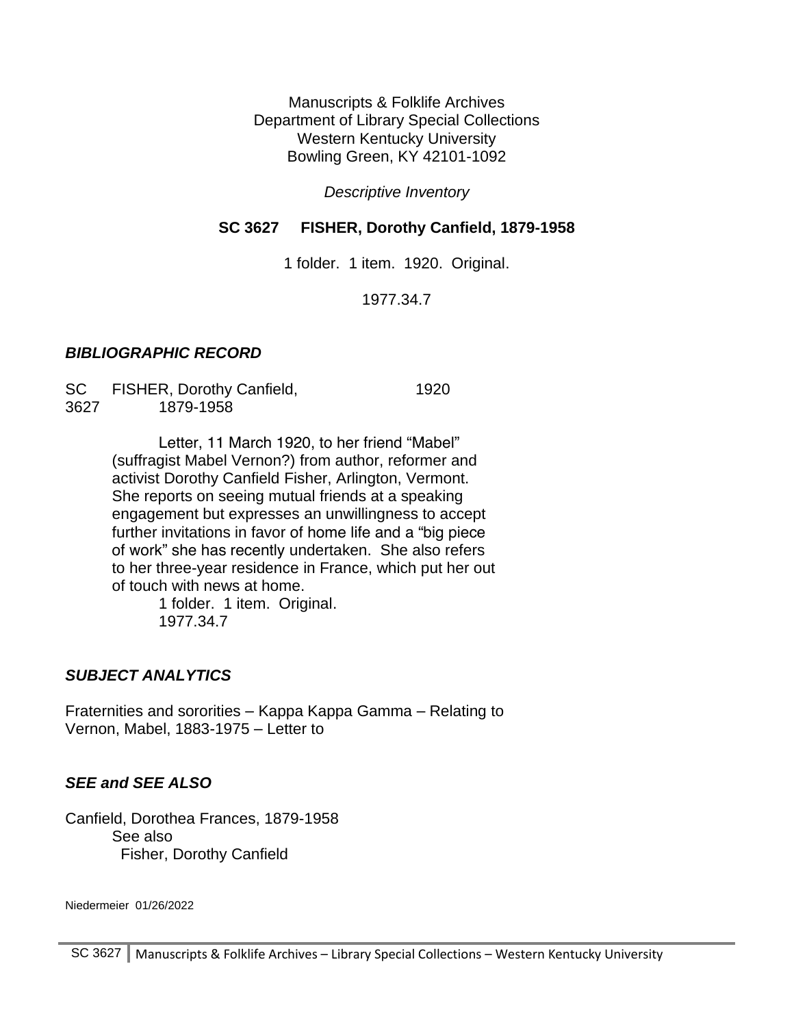Manuscripts & Folklife Archives
Department of Library Special Collections
Western Kentucky University
Bowling Green, KY 42101-1092

*Descriptive Inventory*

**SC 3627 FISHER, Dorothy Canfield, 1879-1958**

1 folder. 1 item. 1920. Original.

1977.34.7

### *BIBLIOGRAPHIC RECORD*

SC 3627 FISHER, Dorothy Canfield, 1879-1958 1920

Letter, 11 March 1920, to her friend "Mabel" (suffragist Mabel Vernon?) from author, reformer and activist Dorothy Canfield Fisher, Arlington, Vermont. She reports on seeing mutual friends at a speaking engagement but expresses an unwillingness to accept further invitations in favor of home life and a "big piece of work" she has recently undertaken. She also refers to her three-year residence in France, which put her out of touch with news at home.

1 folder. 1 item. Original.
1977.34.7

### *SUBJECT ANALYTICS*

Fraternities and sororities – Kappa Kappa Gamma – Relating to
Vernon, Mabel, 1883-1975 – Letter to

### *SEE and SEE ALSO*

Canfield, Dorothea Frances, 1879-1958
See also
Fisher, Dorothy Canfield

Niedermeier 01/26/2022